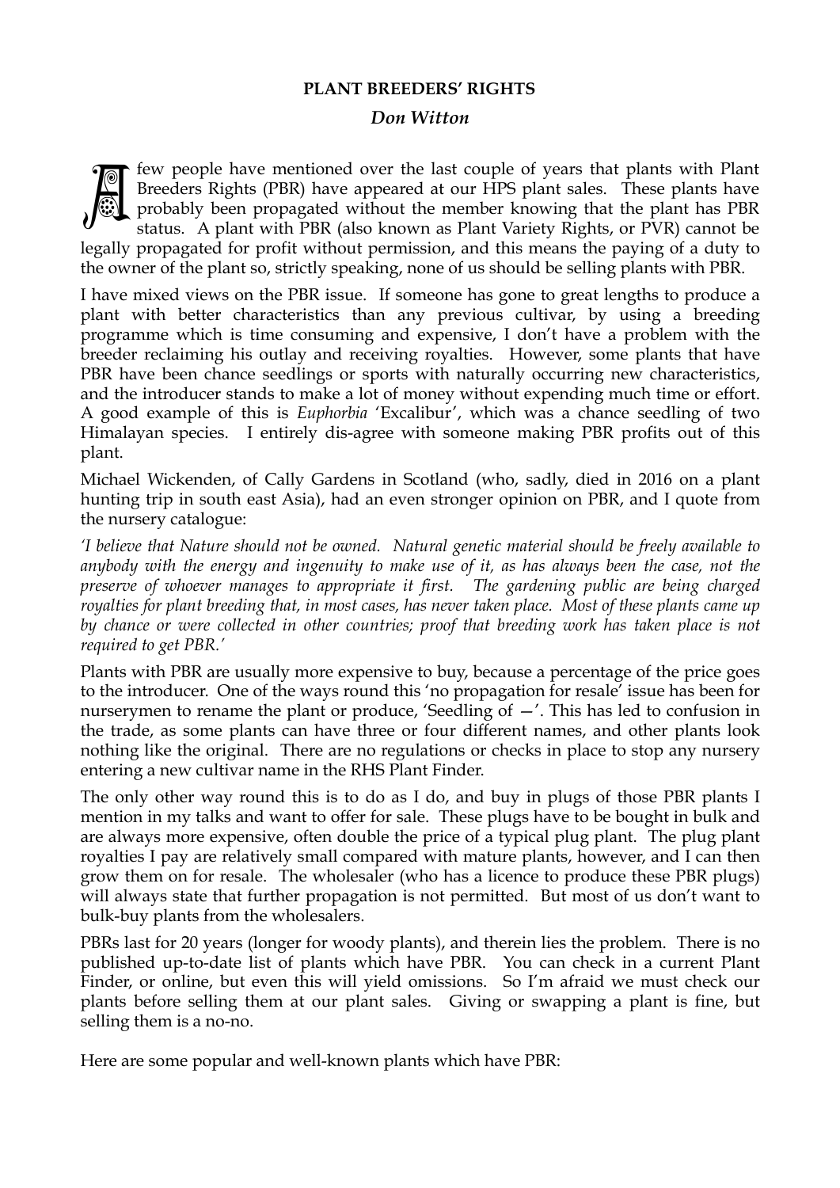**PLANT BREEDERS' RIGHTS**

***Don Witton***

A few people have mentioned over the last couple of years that plants with Plant Breeders Rights (PBR) have appeared at our HPS plant sales. These plants have probably been propagated without the member knowing that the plant has PBR status. A plant with PBR (also known as Plant Variety Rights, or PVR) cannot be legally propagated for profit without permission, and this means the paying of a duty to the owner of the plant so, strictly speaking, none of us should be selling plants with PBR.

I have mixed views on the PBR issue. If someone has gone to great lengths to produce a plant with better characteristics than any previous cultivar, by using a breeding programme which is time consuming and expensive, I don't have a problem with the breeder reclaiming his outlay and receiving royalties. However, some plants that have PBR have been chance seedlings or sports with naturally occurring new characteristics, and the introducer stands to make a lot of money without expending much time or effort. A good example of this is *Euphorbia* 'Excalibur', which was a chance seedling of two Himalayan species. I entirely dis-agree with someone making PBR profits out of this plant.

Michael Wickenden, of Cally Gardens in Scotland (who, sadly, died in 2016 on a plant hunting trip in south east Asia), had an even stronger opinion on PBR, and I quote from the nursery catalogue:

*'I believe that Nature should not be owned. Natural genetic material should be freely available to anybody with the energy and ingenuity to make use of it, as has always been the case, not the preserve of whoever manages to appropriate it first. The gardening public are being charged royalties for plant breeding that, in most cases, has never taken place. Most of these plants came up by chance or were collected in other countries; proof that breeding work has taken place is not required to get PBR.'*

Plants with PBR are usually more expensive to buy, because a percentage of the price goes to the introducer. One of the ways round this 'no propagation for resale' issue has been for nurserymen to rename the plant or produce, 'Seedling of —'. This has led to confusion in the trade, as some plants can have three or four different names, and other plants look nothing like the original. There are no regulations or checks in place to stop any nursery entering a new cultivar name in the RHS Plant Finder.

The only other way round this is to do as I do, and buy in plugs of those PBR plants I mention in my talks and want to offer for sale. These plugs have to be bought in bulk and are always more expensive, often double the price of a typical plug plant. The plug plant royalties I pay are relatively small compared with mature plants, however, and I can then grow them on for resale. The wholesaler (who has a licence to produce these PBR plugs) will always state that further propagation is not permitted. But most of us don't want to bulk-buy plants from the wholesalers.

PBRs last for 20 years (longer for woody plants), and therein lies the problem. There is no published up-to-date list of plants which have PBR. You can check in a current Plant Finder, or online, but even this will yield omissions. So I'm afraid we must check our plants before selling them at our plant sales. Giving or swapping a plant is fine, but selling them is a no-no.

Here are some popular and well-known plants which have PBR: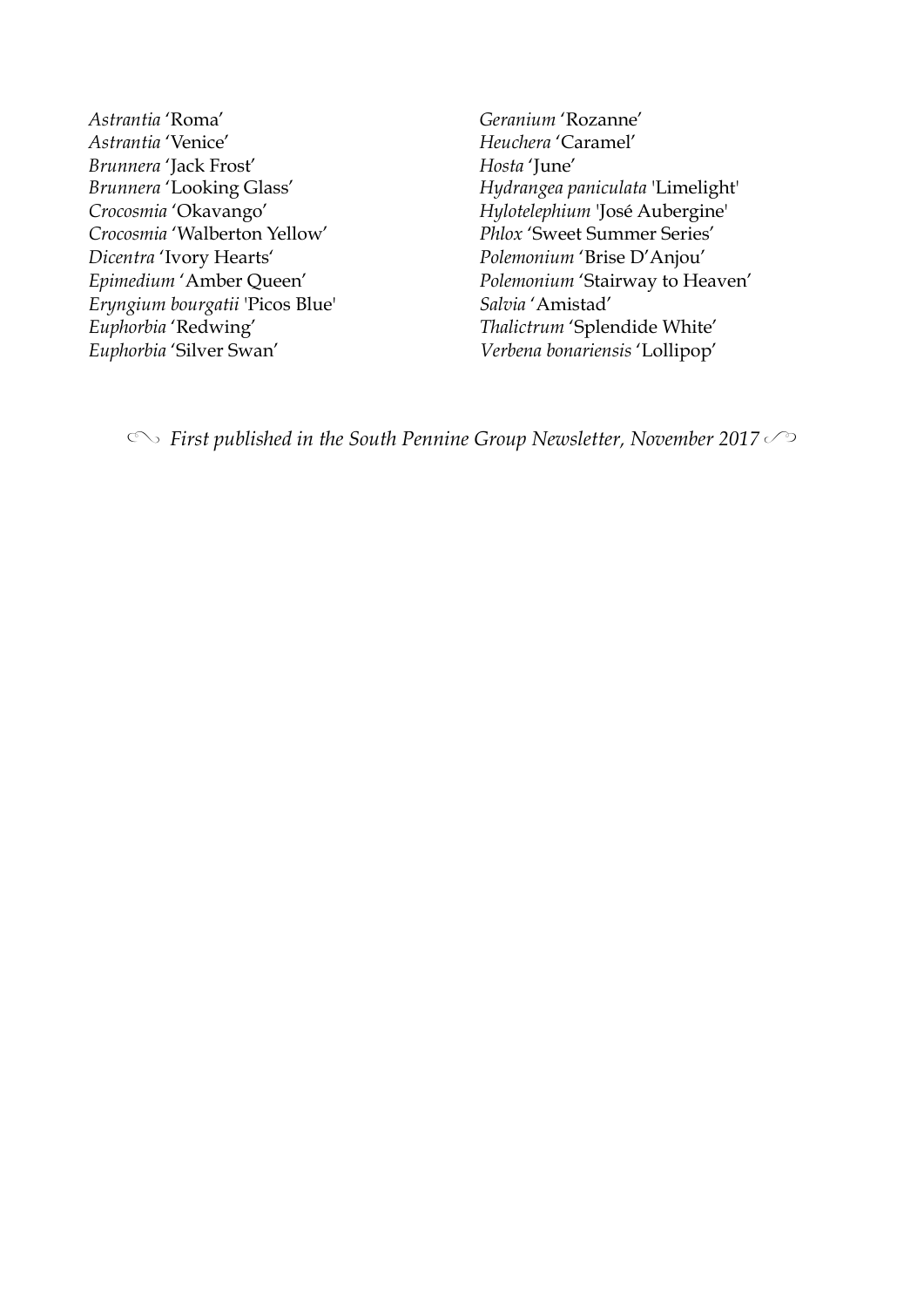*Astrantia* 'Roma'
*Astrantia* 'Venice'
*Brunnera* 'Jack Frost'
*Brunnera* 'Looking Glass'
*Crocosmia* 'Okavango'
*Crocosmia* 'Walberton Yellow'
*Dicentra* 'Ivory Hearts'
*Epimedium* 'Amber Queen'
*Eryngium bourgatii* 'Picos Blue'
*Euphorbia* 'Redwing'
*Euphorbia* 'Silver Swan'

*Geranium* 'Rozanne'
*Heuchera* 'Caramel'
*Hosta* 'June'
*Hydrangea paniculata* 'Limelight'
*Hylotelephium* 'José Aubergine'
*Phlox* 'Sweet Summer Series'
*Polemonium* 'Brise D'Anjou'
*Polemonium* 'Stairway to Heaven'
*Salvia* 'Amistad'
*Thalictrum* 'Splendide White'
*Verbena bonariensis* 'Lollipop'

*First published in the South Pennine Group Newsletter, November 2017*